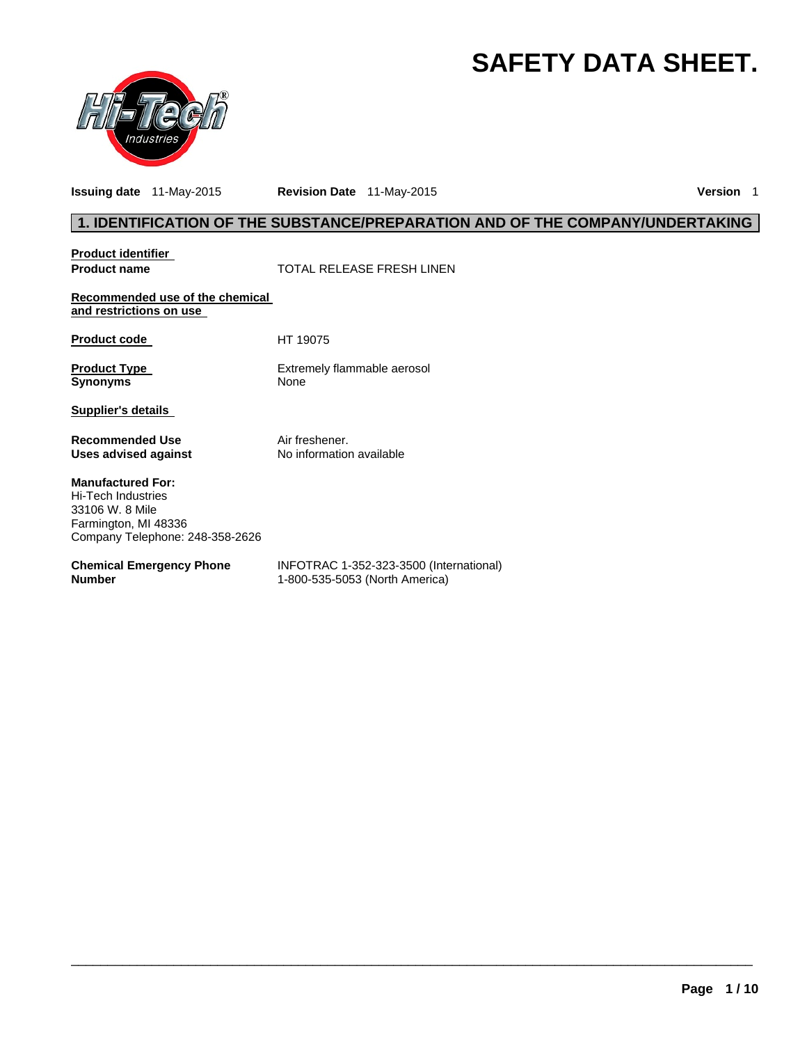# SAFETY DATA SHEET.

**Issuing date** 11-May-2015 **Revision Date** 11-May-2015 **Version** 1

## 1. IDENTIFICATION OF THE SUBSTANCE/PREPARATION AND OF THE COMPANY/UNDERTAKING

**Product identifier**

**Product name** TOTAL RELEASE FRESH LINEN

**Recommended use of the chemical and restrictions on use**

**Product code** HT 19075

**Product Type** Extremely flammable aerosol

**Synonyms** None

**Supplier's details**

**Recommended Use** Air freshener.

**Uses advised against** No information available

**Manufactured For:**
Hi-Tech Industries
33106 W. 8 Mile
Farmington, MI 48336
Company Telephone: 248-358-2626

**Chemical Emergency Phone Number** INFOTRAC 1-352-323-3500 (International)
1-800-535-5053 (North America)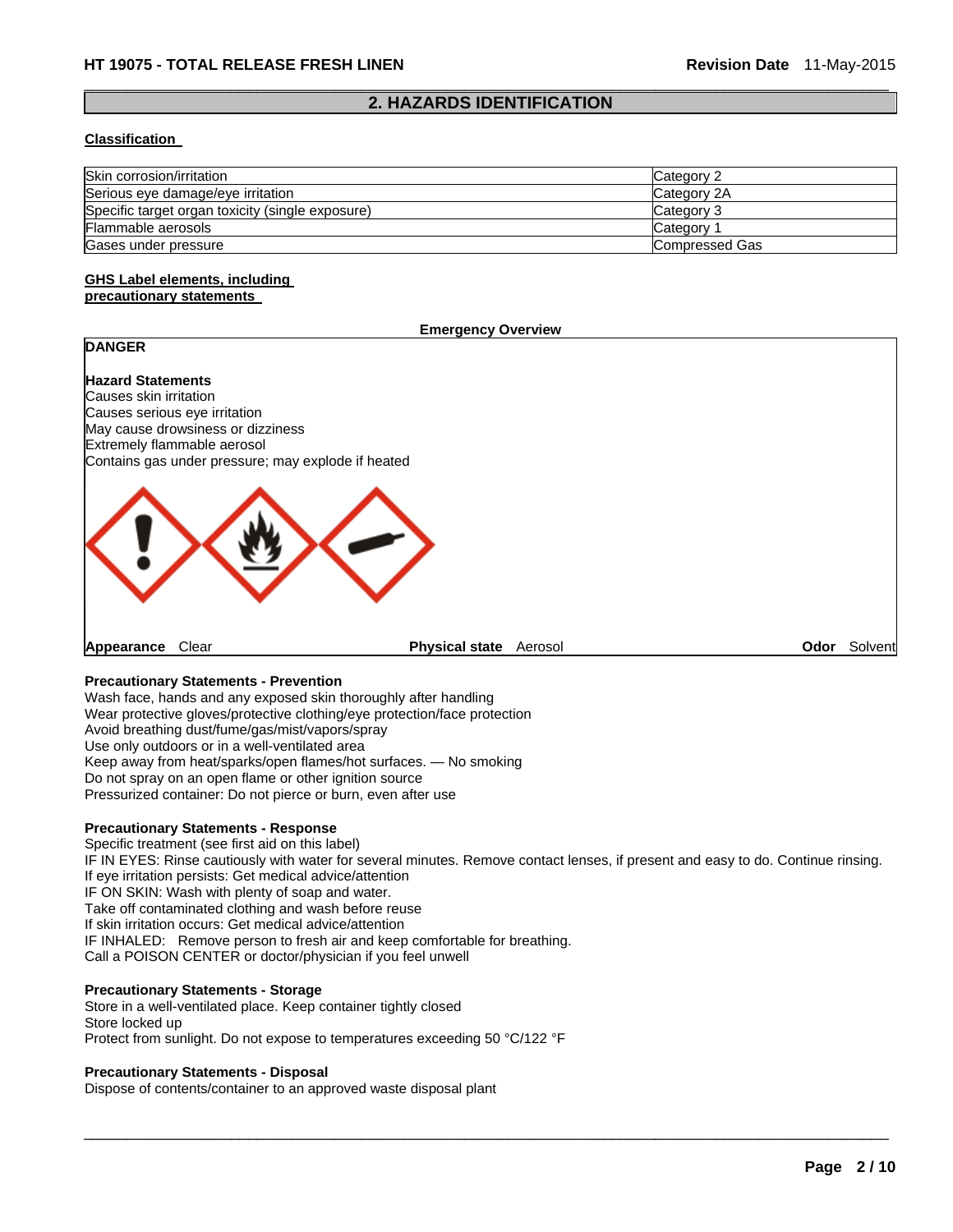## 2. HAZARDS IDENTIFICATION

**Classification**

| Skin corrosion/irritation | Category 2 |
| --- | --- |
| Serious eye damage/eye irritation | Category 2A |
| Specific target organ toxicity (single exposure) | Category 3 |
| Flammable aerosols | Category 1 |
| Gases under pressure | Compressed Gas |

**GHS Label elements, including precautionary statements**

**Emergency Overview**

**DANGER**

**Hazard Statements**
Causes skin irritation
Causes serious eye irritation
May cause drowsiness or dizziness
Extremely flammable aerosol
Contains gas under pressure; may explode if heated

**Appearance** Clear **Physical state** Aerosol **Odor** Solvent

**Precautionary Statements - Prevention**
Wash face, hands and any exposed skin thoroughly after handling
Wear protective gloves/protective clothing/eye protection/face protection
Avoid breathing dust/fume/gas/mist/vapors/spray
Use only outdoors or in a well-ventilated area
Keep away from heat/sparks/open flames/hot surfaces. — No smoking
Do not spray on an open flame or other ignition source
Pressurized container: Do not pierce or burn, even after use

**Precautionary Statements - Response**
Specific treatment (see first aid on this label)
IF IN EYES: Rinse cautiously with water for several minutes. Remove contact lenses, if present and easy to do. Continue rinsing.
If eye irritation persists: Get medical advice/attention
IF ON SKIN: Wash with plenty of soap and water.
Take off contaminated clothing and wash before reuse
If skin irritation occurs: Get medical advice/attention
IF INHALED: Remove person to fresh air and keep comfortable for breathing.
Call a POISON CENTER or doctor/physician if you feel unwell

**Precautionary Statements - Storage**
Store in a well-ventilated place. Keep container tightly closed
Store locked up
Protect from sunlight. Do not expose to temperatures exceeding 50 °C/122 °F

**Precautionary Statements - Disposal**
Dispose of contents/container to an approved waste disposal plant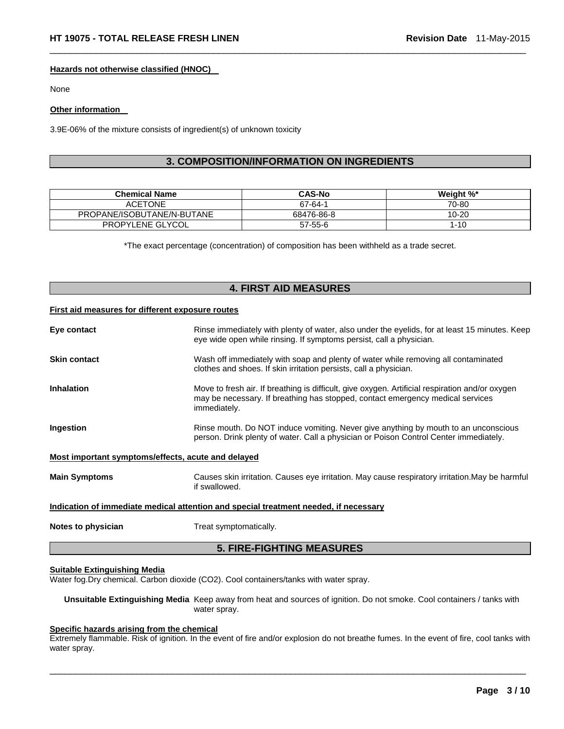**Hazards not otherwise classified (HNOC)**

None

**Other information**

3.9E-06% of the mixture consists of ingredient(s) of unknown toxicity

## 3. COMPOSITION/INFORMATION ON INGREDIENTS

| Chemical Name | CAS-No | Weight %* |
| --- | --- | --- |
| ACETONE | 67-64-1 | 70-80 |
| PROPANE/ISOBUTANE/N-BUTANE | 68476-86-8 | 10-20 |
| PROPYLENE GLYCOL | 57-55-6 | 1-10 |

*The exact percentage (concentration) of composition has been withheld as a trade secret.

## 4. FIRST AID MEASURES

**First aid measures for different exposure routes**

**Eye contact**: Rinse immediately with plenty of water, also under the eyelids, for at least 15 minutes. Keep eye wide open while rinsing. If symptoms persist, call a physician.

**Skin contact**: Wash off immediately with soap and plenty of water while removing all contaminated clothes and shoes. If skin irritation persists, call a physician.

**Inhalation**: Move to fresh air. If breathing is difficult, give oxygen. Artificial respiration and/or oxygen may be necessary. If breathing has stopped, contact emergency medical services immediately.

**Ingestion**: Rinse mouth. Do NOT induce vomiting. Never give anything by mouth to an unconscious person. Drink plenty of water. Call a physician or Poison Control Center immediately.

**Most important symptoms/effects, acute and delayed**

**Main Symptoms**: Causes skin irritation. Causes eye irritation. May cause respiratory irritation.May be harmful if swallowed.

**Indication of immediate medical attention and special treatment needed, if necessary**

**Notes to physician**: Treat symptomatically.

## 5. FIRE-FIGHTING MEASURES

**Suitable Extinguishing Media**

Water fog.Dry chemical. Carbon dioxide ($CO_2$). Cool containers/tanks with water spray.

**Unsuitable Extinguishing Media** Keep away from heat and sources of ignition. Do not smoke. Cool containers / tanks with water spray.

**Specific hazards arising from the chemical**

Extremely flammable. Risk of ignition. In the event of fire and/or explosion do not breathe fumes. In the event of fire, cool tanks with water spray.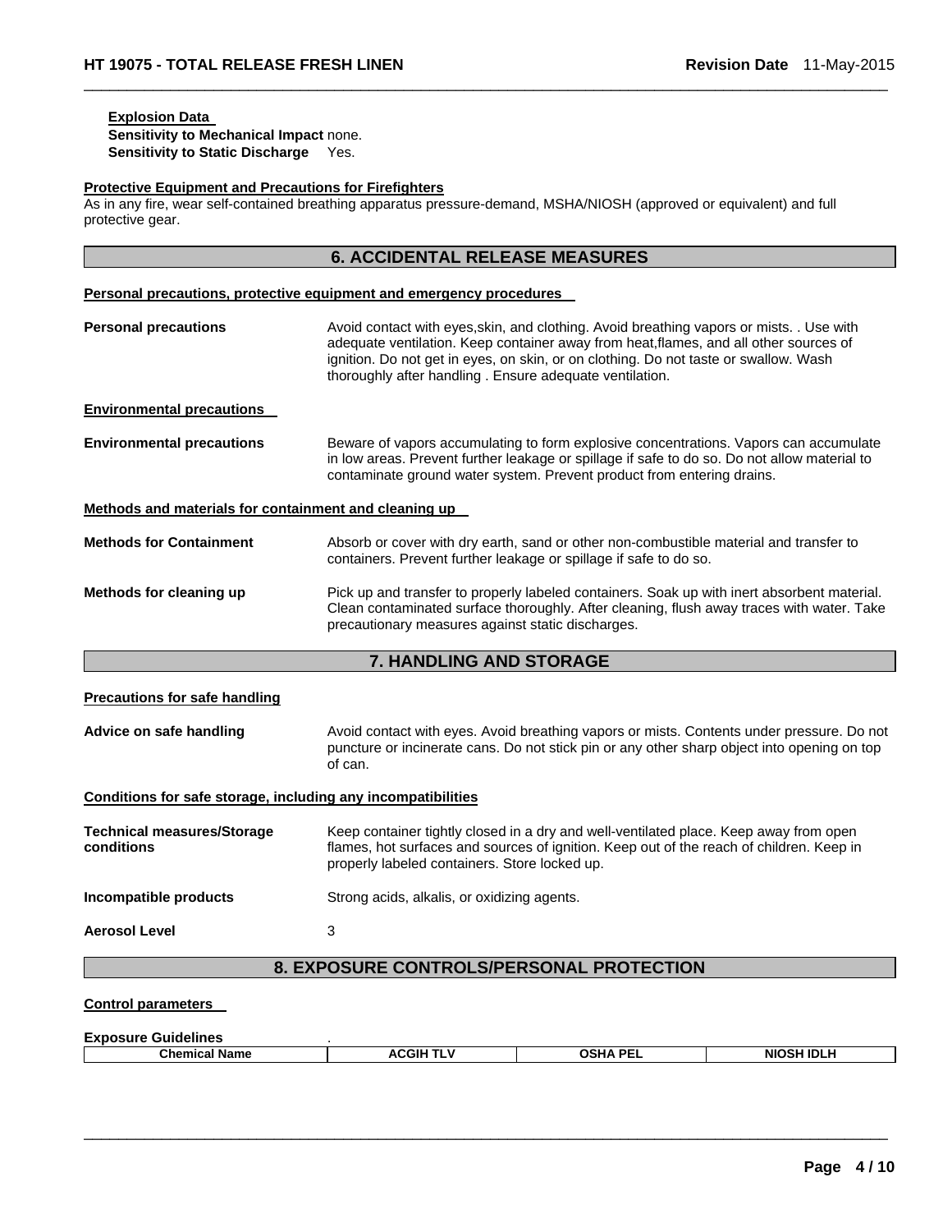**Explosion Data**

**Sensitivity to Mechanical Impact** none.

**Sensitivity to Static Discharge** Yes.

**Protective Equipment and Precautions for Firefighters**

As in any fire, wear self-contained breathing apparatus pressure-demand, MSHA/NIOSH (approved or equivalent) and full protective gear.

## 6. ACCIDENTAL RELEASE MEASURES

**Personal precautions, protective equipment and emergency procedures**

**Personal precautions** Avoid contact with eyes,skin, and clothing. Avoid breathing vapors or mists. . Use with adequate ventilation. Keep container away from heat,flames, and all other sources of ignition. Do not get in eyes, on skin, or on clothing. Do not taste or swallow. Wash thoroughly after handling . Ensure adequate ventilation.

**Environmental precautions**

**Environmental precautions** Beware of vapors accumulating to form explosive concentrations. Vapors can accumulate in low areas. Prevent further leakage or spillage if safe to do so. Do not allow material to contaminate ground water system. Prevent product from entering drains.

**Methods and materials for containment and cleaning up**

**Methods for Containment** Absorb or cover with dry earth, sand or other non-combustible material and transfer to containers. Prevent further leakage or spillage if safe to do so.

**Methods for cleaning up** Pick up and transfer to properly labeled containers. Soak up with inert absorbent material. Clean contaminated surface thoroughly. After cleaning, flush away traces with water. Take precautionary measures against static discharges.

## 7. HANDLING AND STORAGE

**Precautions for safe handling**

**Advice on safe handling** Avoid contact with eyes. Avoid breathing vapors or mists. Contents under pressure. Do not puncture or incinerate cans. Do not stick pin or any other sharp object into opening on top of can.

**Conditions for safe storage, including any incompatibilities**

**Technical measures/Storage conditions** Keep container tightly closed in a dry and well-ventilated place. Keep away from open flames, hot surfaces and sources of ignition. Keep out of the reach of children. Keep in properly labeled containers. Store locked up.

**Incompatible products** Strong acids, alkalis, or oxidizing agents.

**Aerosol Level** 3

## 8. EXPOSURE CONTROLS/PERSONAL PROTECTION

**Control parameters**

**Exposure Guidelines** .

| Chemical Name | ACGIH TLV | OSHA PEL | NIOSH IDLH |
|---|---|---|---|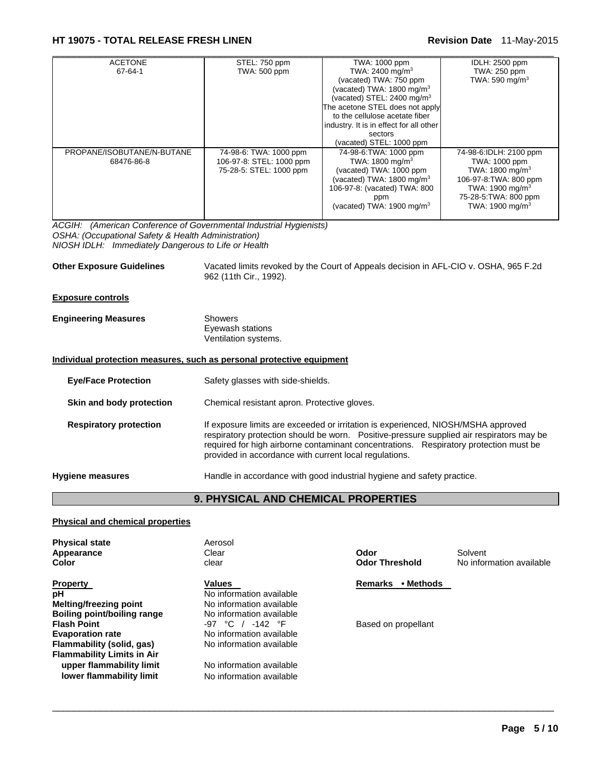| | | | |
|---|---|---|---|
| ACETONE<br>67-64-1 | STEL: 750 ppm<br>TWA: 500 ppm | TWA: 1000 ppm<br>TWA: 2400 mg/m$^3$<br>(vacated) TWA: 750 ppm<br>(vacated) TWA: 1800 mg/m$^3$<br>(vacated) STEL: 2400 mg/m$^3$<br>The acetone STEL does not apply to the cellulose acetate fiber industry. It is in effect for all other sectors<br>(vacated) STEL: 1000 ppm | IDLH: 2500 ppm<br>TWA: 250 ppm<br>TWA: 590 mg/m$^3$ |
| PROPANE/ISOBUTANE/N-BUTANE<br>68476-86-8 | 74-98-6: TWA: 1000 ppm<br>106-97-8: STEL: 1000 ppm<br>75-28-5: STEL: 1000 ppm | 74-98-6:TWA: 1000 ppm<br>TWA: 1800 mg/m$^3$<br>(vacated) TWA: 1000 ppm<br>(vacated) TWA: 1800 mg/m$^3$<br>106-97-8: (vacated) TWA: 800 ppm<br>(vacated) TWA: 1900 mg/m$^3$ | 74-98-6:IDLH: 2100 ppm<br>TWA: 1000 ppm<br>TWA: 1800 mg/m$^3$<br>106-97-8:TWA: 800 ppm<br>TWA: 1900 mg/m$^3$<br>75-28-5:TWA: 800 ppm<br>TWA: 1900 mg/m$^3$ |

*ACGIH: (American Conference of Governmental Industrial Hygienists)*
*OSHA: (Occupational Safety & Health Administration)*
*NIOSH IDLH: Immediately Dangerous to Life or Health*

**Other Exposure Guidelines** Vacated limits revoked by the Court of Appeals decision in AFL-CIO v. OSHA, 965 F.2d 962 (11th Cir., 1992).

**Exposure controls**

**Engineering Measures** Showers
Eyewash stations
Ventilation systems.

**Individual protection measures, such as personal protective equipment**

**Eye/Face Protection** Safety glasses with side-shields.

**Skin and body protection** Chemical resistant apron. Protective gloves.

**Respiratory protection** If exposure limits are exceeded or irritation is experienced, NIOSH/MSHA approved respiratory protection should be worn. Positive-pressure supplied air respirators may be required for high airborne contaminant concentrations. Respiratory protection must be provided in accordance with current local regulations.

**Hygiene measures** Handle in accordance with good industrial hygiene and safety practice.

## 9. PHYSICAL AND CHEMICAL PROPERTIES

**Physical and chemical properties**

| | | | |
|---|---|---|---|
| **Physical state** | Aerosol | | |
| **Appearance** | Clear | **Odor** | Solvent |
| **Color** | clear | **Odor Threshold** | No information available |

| **Property** | **Values** | **Remarks • Methods** |
|---|---|---|
| **pH** | No information available | |
| **Melting/freezing point** | No information available | |
| **Boiling point/boiling range** | No information available | |
| **Flash Point** | -97 °C / -142 °F | Based on propellant |
| **Evaporation rate** | No information available | |
| **Flammability (solid, gas)** | No information available | |
| **Flammability Limits in Air** | | |
| **upper flammability limit** | No information available | |
| **lower flammability limit** | No information available | |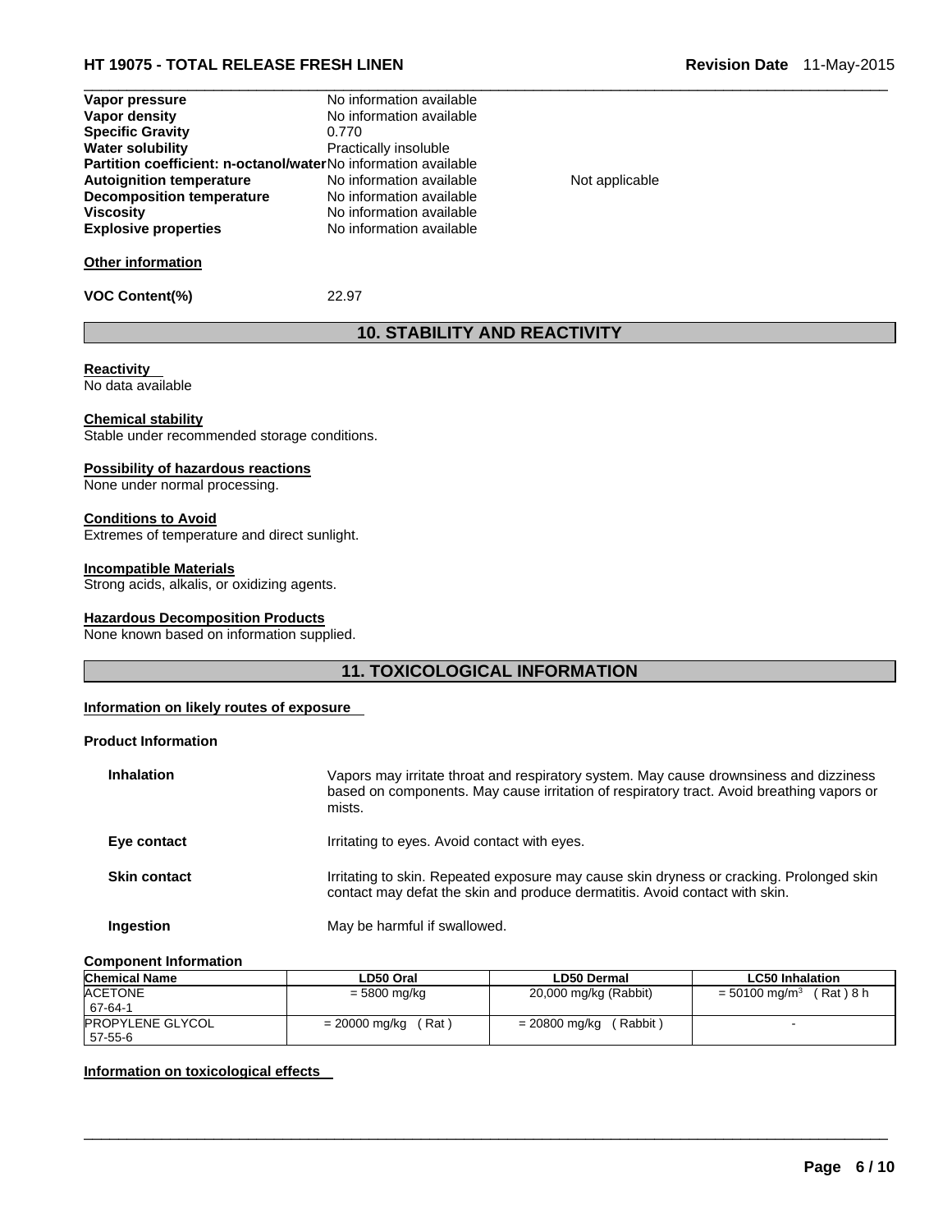| | | |
|---|---|---|
| **Vapor pressure** | No information available | |
| **Vapor density** | No information available | |
| **Specific Gravity** | 0.770 | |
| **Water solubility** | Practically insoluble | |
| **Partition coefficient: n-octanol/water** | No information available | |
| **Autoignition temperature** | No information available | Not applicable |
| **Decomposition temperature** | No information available | |
| **Viscosity** | No information available | |
| **Explosive properties** | No information available | |

**Other information**

**VOC Content(%)** 22.97

## 10. STABILITY AND REACTIVITY

**Reactivity**
No data available

**Chemical stability**
Stable under recommended storage conditions.

**Possibility of hazardous reactions**
None under normal processing.

**Conditions to Avoid**
Extremes of temperature and direct sunlight.

**Incompatible Materials**
Strong acids, alkalis, or oxidizing agents.

**Hazardous Decomposition Products**
None known based on information supplied.

## 11. TOXICOLOGICAL INFORMATION

**Information on likely routes of exposure**

**Product Information**

**Inhalation** Vapors may irritate throat and respiratory system. May cause drownsiness and dizziness based on components. May cause irritation of respiratory tract. Avoid breathing vapors or mists.

**Eye contact** Irritating to eyes. Avoid contact with eyes.

**Skin contact** Irritating to skin. Repeated exposure may cause skin dryness or cracking. Prolonged skin contact may defat the skin and produce dermatitis. Avoid contact with skin.

**Ingestion** May be harmful if swallowed.

**Component Information**

| Chemical Name | LD50 Oral | LD50 Dermal | LC50 Inhalation |
|---|---|---|---|
| ACETONE<br>67-64-1 | = 5800 mg/kg | 20,000 mg/kg (Rabbit) | = 50100 mg/m$^3$ ( Rat ) 8 h |
| PROPYLENE GLYCOL<br>57-55-6 | = 20000 mg/kg ( Rat ) | = 20800 mg/kg ( Rabbit ) | - |

**Information on toxicological effects**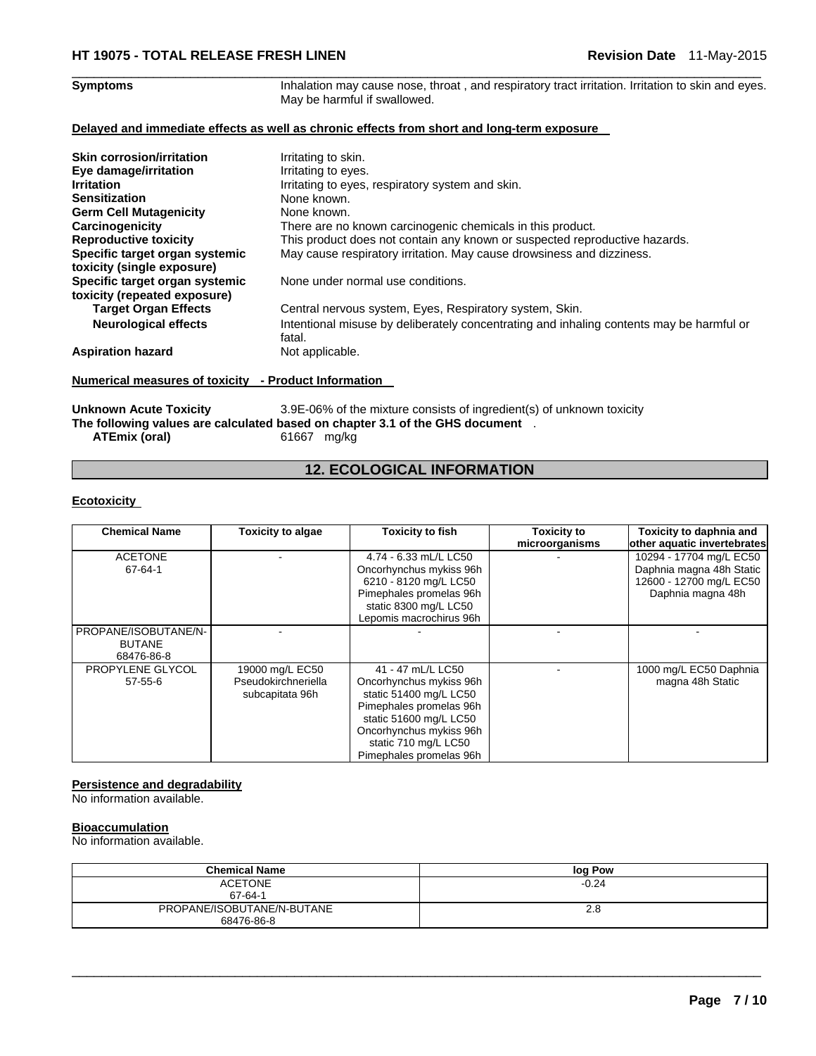| | |
|---|---|
| **Symptoms** | Inhalation may cause nose, throat , and respiratory tract irritation. Irritation to skin and eyes. May be harmful if swallowed. |

**Delayed and immediate effects as well as chronic effects from short and long-term exposure**

| | |
|---|---|
| **Skin corrosion/irritation** | Irritating to skin. |
| **Eye damage/irritation** | Irritating to eyes. |
| **Irritation** | Irritating to eyes, respiratory system and skin. |
| **Sensitization** | None known. |
| **Germ Cell Mutagenicity** | None known. |
| **Carcinogenicity** | There are no known carcinogenic chemicals in this product. |
| **Reproductive toxicity** | This product does not contain any known or suspected reproductive hazards. |
| **Specific target organ systemic toxicity (single exposure)** | May cause respiratory irritation. May cause drowsiness and dizziness. |
| **Specific target organ systemic toxicity (repeated exposure)** | None under normal use conditions. |
| **Target Organ Effects** | Central nervous system, Eyes, Respiratory system, Skin. |
| **Neurological effects** | Intentional misuse by deliberately concentrating and inhaling contents may be harmful or fatal. |
| **Aspiration hazard** | Not applicable. |

**Numerical measures of toxicity - Product Information**

**Unknown Acute Toxicity** 3.9E-06% of the mixture consists of ingredient(s) of unknown toxicity

**The following values are calculated based on chapter 3.1 of the GHS document** .

**ATEmix (oral)** 61667 mg/kg

## 12. ECOLOGICAL INFORMATION

**Ecotoxicity**

| Chemical Name | Toxicity to algae | Toxicity to fish | Toxicity to microorganisms | Toxicity to daphnia and other aquatic invertebrates |
|---|---|---|---|---|
| ACETONE<br>67-64-1 | - | 4.74 - 6.33 mL/L LC50 Oncorhynchus mykiss 96h 6210 - 8120 mg/L LC50 Pimephales promelas 96h static 8300 mg/L LC50 Lepomis macrochirus 96h | - | 10294 - 17704 mg/L EC50 Daphnia magna 48h Static 12600 - 12700 mg/L EC50 Daphnia magna 48h |
| PROPANE/ISOBUTANE/N-BUTANE<br>68476-86-8 | - | - | - | - |
| PROPYLENE GLYCOL<br>57-55-6 | 19000 mg/L EC50 Pseudokirchneriella subcapitata 96h | 41 - 47 mL/L LC50 Oncorhynchus mykiss 96h static 51400 mg/L LC50 Pimephales promelas 96h static 51600 mg/L LC50 Oncorhynchus mykiss 96h static 710 mg/L LC50 Pimephales promelas 96h | - | 1000 mg/L EC50 Daphnia magna 48h Static |

**Persistence and degradability**

No information available.

**Bioaccumulation**

No information available.

| Chemical Name | log Pow |
|---|---|
| ACETONE<br>67-64-1 | -0.24 |
| PROPANE/ISOBUTANE/N-BUTANE<br>68476-86-8 | 2.8 |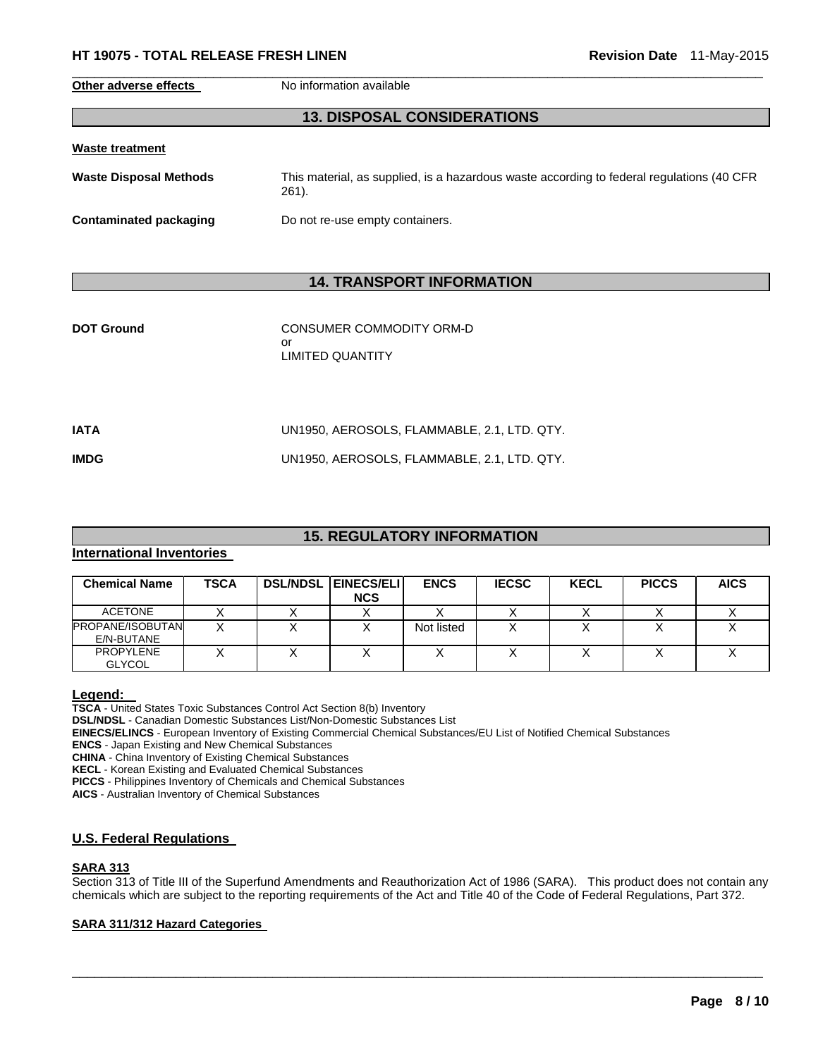**Other adverse effects** No information available

## 13. DISPOSAL CONSIDERATIONS

**Waste treatment**

**Waste Disposal Methods** This material, as supplied, is a hazardous waste according to federal regulations (40 CFR 261).

**Contaminated packaging** Do not re-use empty containers.

## 14. TRANSPORT INFORMATION

**DOT Ground** CONSUMER COMMODITY ORM-D
or
LIMITED QUANTITY

**IATA** UN1950, AEROSOLS, FLAMMABLE, 2.1, LTD. QTY.

**IMDG** UN1950, AEROSOLS, FLAMMABLE, 2.1, LTD. QTY.

## 15. REGULATORY INFORMATION

**International Inventories**

| Chemical Name | TSCA | DSL/NDSL | EINECS/ELINCS | ENCS | IECSC | KECL | PICCS | AICS |
|---|---|---|---|---|---|---|---|---|
| ACETONE | X | X | X | X | X | X | X | X |
| PROPANE/ISOBUTANE/N-BUTANE | X | X | X | Not listed | X | X | X | X |
| PROPYLENE GLYCOL | X | X | X | X | X | X | X | X |

**Legend:**
**TSCA** - United States Toxic Substances Control Act Section 8(b) Inventory
**DSL/NDSL** - Canadian Domestic Substances List/Non-Domestic Substances List
**EINECS/ELINCS** - European Inventory of Existing Commercial Chemical Substances/EU List of Notified Chemical Substances
**ENCS** - Japan Existing and New Chemical Substances
**CHINA** - China Inventory of Existing Chemical Substances
**KECL** - Korean Existing and Evaluated Chemical Substances
**PICCS** - Philippines Inventory of Chemicals and Chemical Substances
**AICS** - Australian Inventory of Chemical Substances

### U.S. Federal Regulations

**SARA 313**
Section 313 of Title III of the Superfund Amendments and Reauthorization Act of 1986 (SARA). This product does not contain any chemicals which are subject to the reporting requirements of the Act and Title 40 of the Code of Federal Regulations, Part 372.

**SARA 311/312 Hazard Categories**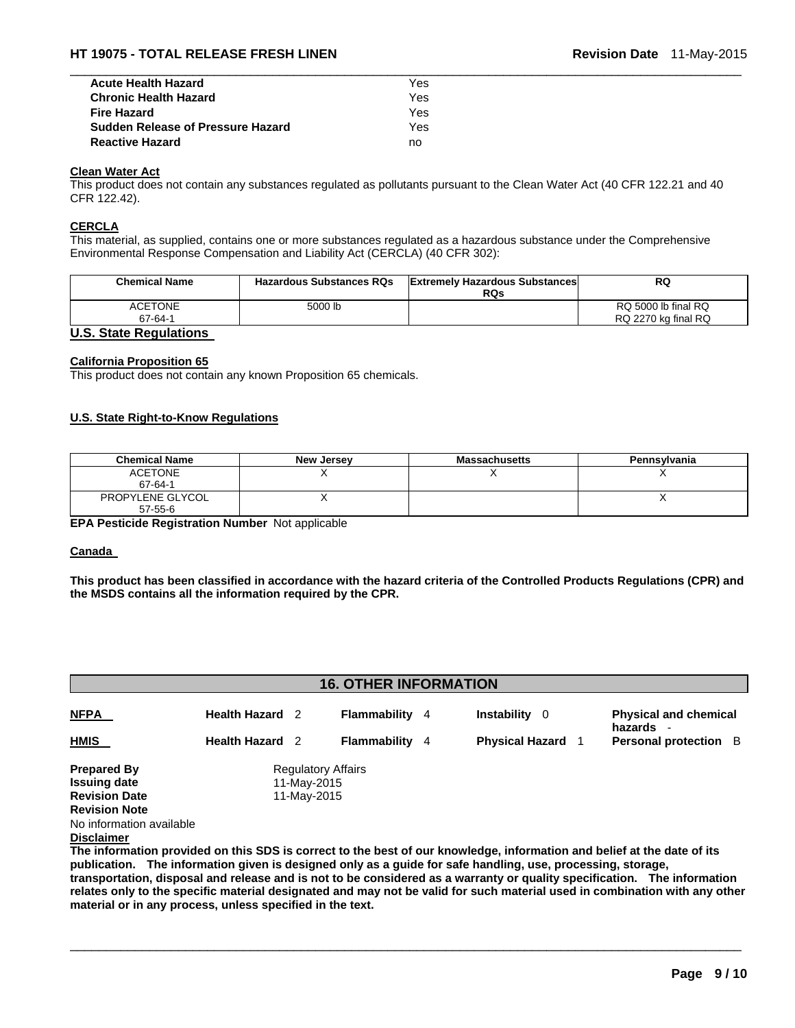| | |
|---|---|
| **Acute Health Hazard** | Yes |
| **Chronic Health Hazard** | Yes |
| **Fire Hazard** | Yes |
| **Sudden Release of Pressure Hazard** | Yes |
| **Reactive Hazard** | no |

### Clean Water Act

This product does not contain any substances regulated as pollutants pursuant to the Clean Water Act (40 CFR 122.21 and 40 CFR 122.42).

### CERCLA

This material, as supplied, contains one or more substances regulated as a hazardous substance under the Comprehensive Environmental Response Compensation and Liability Act (CERCLA) (40 CFR 302):

| Chemical Name | Hazardous Substances RQs | Extremely Hazardous Substances RQs | RQ |
|---|---|---|---|
| ACETONE<br>67-64-1 | 5000 lb | | RQ 5000 lb final RQ<br>RQ 2270 kg final RQ |

## U.S. State Regulations

### California Proposition 65

This product does not contain any known Proposition 65 chemicals.

### U.S. State Right-to-Know Regulations

| Chemical Name | New Jersey | Massachusetts | Pennsylvania |
|---|---|---|---|
| ACETONE<br>67-64-1 | X | X | X |
| PROPYLENE GLYCOL<br>57-55-6 | X | | X |

**EPA Pesticide Registration Number** Not applicable

### Canada

**This product has been classified in accordance with the hazard criteria of the Controlled Products Regulations (CPR) and the MSDS contains all the information required by the CPR.**

## 16. OTHER INFORMATION

| | | | | |
|---|---|---|---|---|
| **NFPA** | **Health Hazard** 2 | **Flammability** 4 | **Instability** 0 | **Physical and chemical hazards** - |
| **HMIS** | **Health Hazard** 2 | **Flammability** 4 | **Physical Hazard** 1 | **Personal protection** B |

**Prepared By** Regulatory Affairs
**Issuing date** 11-May-2015
**Revision Date** 11-May-2015
**Revision Note**
No information available

**Disclaimer**

**The information provided on this SDS is correct to the best of our knowledge, information and belief at the date of its publication. The information given is designed only as a guide for safe handling, use, processing, storage, transportation, disposal and release and is not to be considered as a warranty or quality specification. The information relates only to the specific material designated and may not be valid for such material used in combination with any other material or in any process, unless specified in the text.**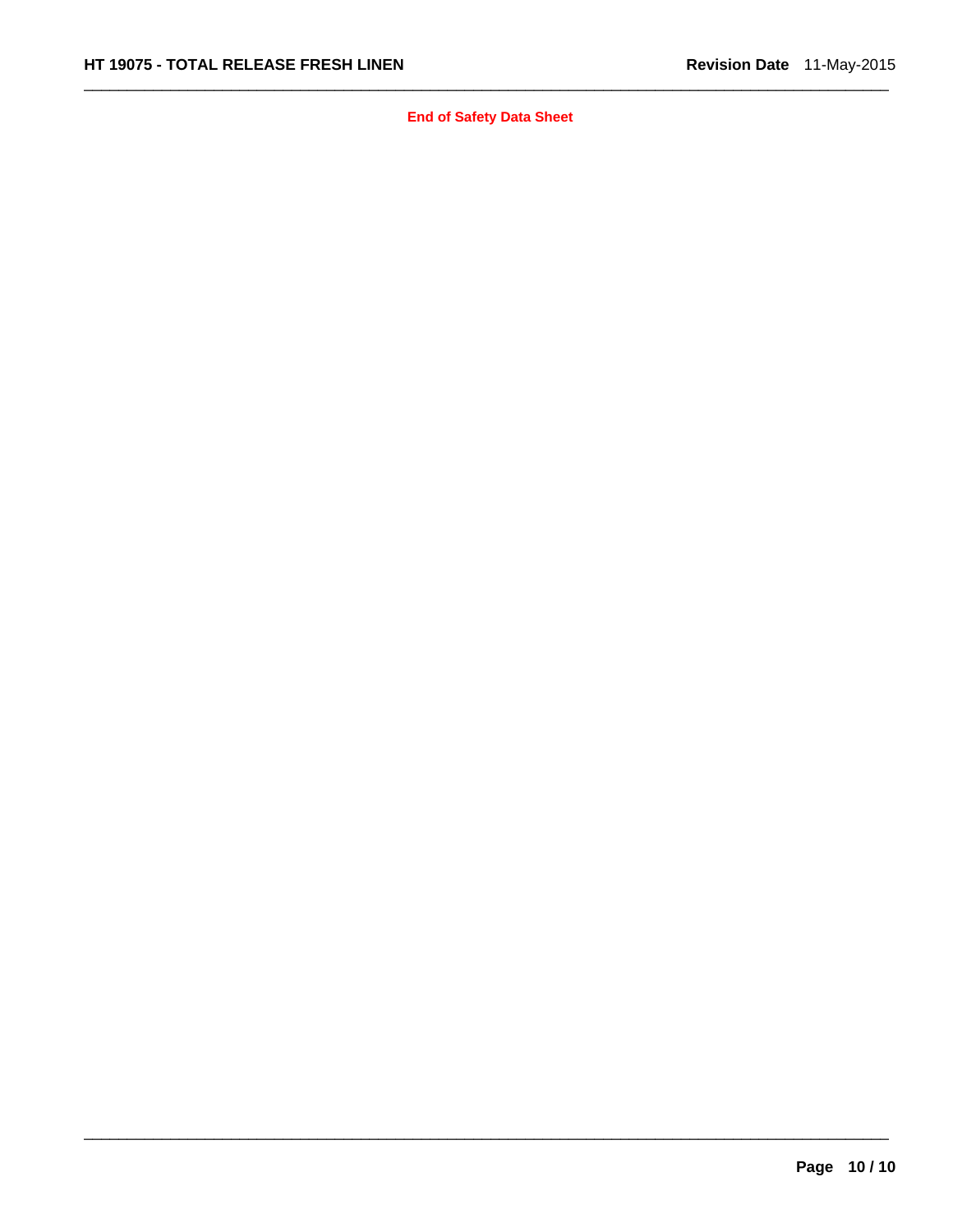**End of Safety Data Sheet**